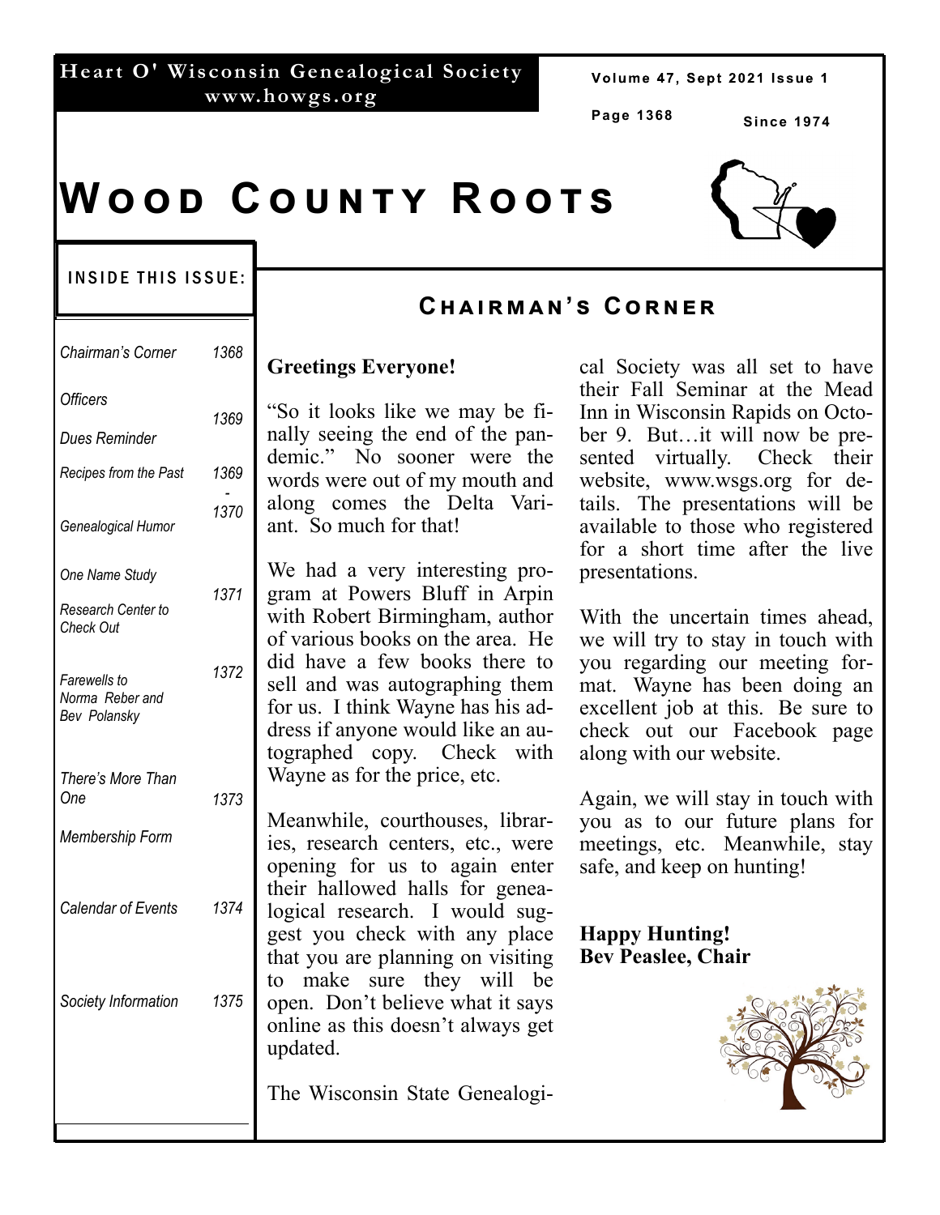Heart O' Wisconsin Genealogical Society
www.howgs.org

Since 1974

# Wood County Roots

## Inside This Issue:

| | |
|---|---|
| *Chairman's Corner* | *1368* |
| *Officers* | *1369* |
| *Dues Reminder* | |
| *Recipes from the Past* | *1369 - 1370* |
| *Genealogical Humor* | |
| *One Name Study* | *1371* |
| *Research Center to Check Out* | |
| *Farewells to Norma Reber and Bev Polansky* | *1372* |
| *There's More Than One* | *1373* |
| *Membership Form* | |
| *Calendar of Events* | *1374* |
| *Society Information* | *1375* |

## Chairman's Corner

**Greetings Everyone!**

"So it looks like we may be finally seeing the end of the pandemic." No sooner were the words were out of my mouth and along comes the Delta Variant. So much for that!

We had a very interesting program at Powers Bluff in Arpin with Robert Birmingham, author of various books on the area. He did have a few books there to sell and was autographing them for us. I think Wayne has his address if anyone would like an autographed copy. Check with Wayne as for the price, etc.

Meanwhile, courthouses, libraries, research centers, etc., were opening for us to again enter their hallowed halls for genealogical research. I would suggest you check with any place that you are planning on visiting to make sure they will be open. Don't believe what it says online as this doesn't always get updated.

The Wisconsin State Genealogical Society was all set to have their Fall Seminar at the Mead Inn in Wisconsin Rapids on October 9. But…it will now be presented virtually. Check their website, www.wsgs.org for details. The presentations will be available to those who registered for a short time after the live presentations.

With the uncertain times ahead, we will try to stay in touch with you regarding our meeting format. Wayne has been doing an excellent job at this. Be sure to check out our Facebook page along with our website.

Again, we will stay in touch with you as to our future plans for meetings, etc. Meanwhile, stay safe, and keep on hunting!

**Happy Hunting!**
**Bev Peaslee, Chair**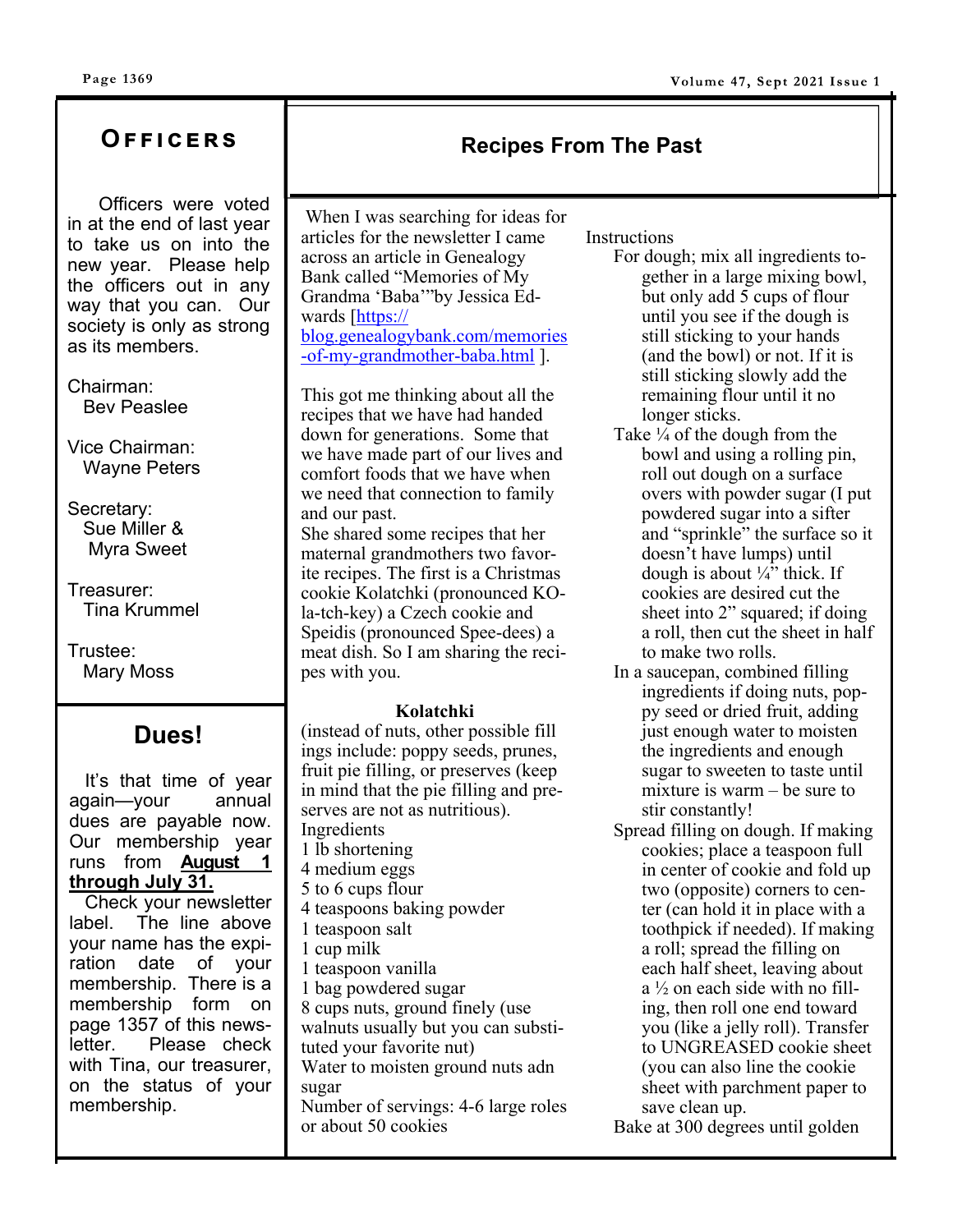## Officers

Officers were voted in at the end of last year to take us on into the new year. Please help the officers out in any way that you can. Our society is only as strong as its members.

Chairman:
Bev Peaslee

Vice Chairman:
Wayne Peters

Secretary:
Sue Miller &
Myra Sweet

Treasurer:
Tina Krummel

Trustee:
Mary Moss

## Dues!

It's that time of year again—your annual dues are payable now. Our membership year runs from **<u>August 1 through July 31.</u>**

Check your newsletter label. The line above your name has the expiration date of your membership. There is a membership form on page 1357 of this newsletter. Please check with Tina, our treasurer, on the status of your membership.

## Recipes From The Past

When I was searching for ideas for articles for the newsletter I came across an article in Genealogy Bank called "Memories of My Grandma 'Baba'"by Jessica Edwards [https://blog.genealogybank.com/memories-of-my-grandmother-baba.html ].

This got me thinking about all the recipes that we have had handed down for generations. Some that we have made part of our lives and comfort foods that we have when we need that connection to family and our past.
She shared some recipes that her maternal grandmothers two favorite recipes. The first is a Christmas cookie Kolatchki (pronounced KO-la-tch-key) a Czech cookie and Speidis (pronounced Spee-dees) a meat dish. So I am sharing the recipes with you.

### Kolatchki

(instead of nuts, other possible fill ings include: poppy seeds, prunes, fruit pie filling, or preserves (keep in mind that the pie filling and preserves are not as nutritious).

Ingredients
1 lb shortening
4 medium eggs
5 to 6 cups flour
4 teaspoons baking powder
1 teaspoon salt
1 cup milk
1 teaspoon vanilla
1 bag powdered sugar
8 cups nuts, ground finely (use walnuts usually but you can substituted your favorite nut)
Water to moisten ground nuts adn sugar
Number of servings: 4-6 large roles or about 50 cookies

Instructions

For dough; mix all ingredients together in a large mixing bowl, but only add 5 cups of flour until you see if the dough is still sticking to your hands (and the bowl) or not. If it is still sticking slowly add the remaining flour until it no longer sticks.

Take ¼ of the dough from the bowl and using a rolling pin, roll out dough on a surface overs with powder sugar (I put powdered sugar into a sifter and "sprinkle" the surface so it doesn't have lumps) until dough is about ¼" thick. If cookies are desired cut the sheet into 2" squared; if doing a roll, then cut the sheet in half to make two rolls.

In a saucepan, combined filling ingredients if doing nuts, poppy seed or dried fruit, adding just enough water to moisten the ingredients and enough sugar to sweeten to taste until mixture is warm – be sure to stir constantly!

Spread filling on dough. If making cookies; place a teaspoon full in center of cookie and fold up two (opposite) corners to center (can hold it in place with a toothpick if needed). If making a roll; spread the filling on each half sheet, leaving about a ½ on each side with no filling, then roll one end toward you (like a jelly roll). Transfer to UNGREASED cookie sheet (you can also line the cookie sheet with parchment paper to save clean up.

Bake at 300 degrees until golden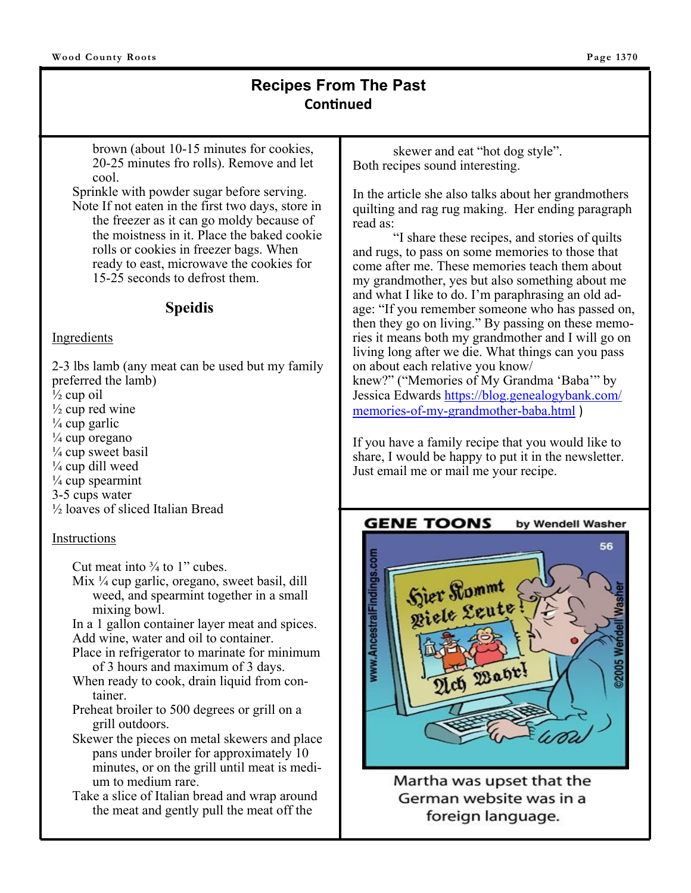# Recipes From The Past

## Continued

brown (about 10-15 minutes for cookies, 20-25 minutes fro rolls). Remove and let cool.

Sprinkle with powder sugar before serving.

Note If not eaten in the first two days, store in the freezer as it can go moldy because of the moistness in it. Place the baked cookie rolls or cookies in freezer bags. When ready to east, microwave the cookies for 15-25 seconds to defrost them.

### Speidis

Ingredients

2-3 lbs lamb (any meat can be used but my family preferred the lamb)
½ cup oil
½ cup red wine
¼ cup garlic
¼ cup oregano
¼ cup sweet basil
¼ cup dill weed
¼ cup spearmint
3-5 cups water
½ loaves of sliced Italian Bread

Instructions

Cut meat into ¾ to 1" cubes.
Mix ¼ cup garlic, oregano, sweet basil, dill weed, and spearmint together in a small mixing bowl.
In a 1 gallon container layer meat and spices.
Add wine, water and oil to container.
Place in refrigerator to marinate for minimum of 3 hours and maximum of 3 days.
When ready to cook, drain liquid from container.
Preheat broiler to 500 degrees or grill on a grill outdoors.
Skewer the pieces on metal skewers and place pans under broiler for approximately 10 minutes, or on the grill until meat is medium to medium rare.
Take a slice of Italian bread and wrap around the meat and gently pull the meat off the skewer and eat "hot dog style".

Both recipes sound interesting.

In the article she also talks about her grandmothers quilting and rag rug making. Her ending paragraph read as:

"I share these recipes, and stories of quilts and rugs, to pass on some memories to those that come after me. These memories teach them about my grandmother, yes but also something about me and what I like to do. I'm paraphrasing an old adage: "If you remember someone who has passed on, then they go on living." By passing on these memories it means both my grandmother and I will go on living long after we die. What things can you pass on about each relative you know/knew?" ("Memories of My Grandma 'Baba'" by Jessica Edwards https://blog.genealogybank.com/memories-of-my-grandmother-baba.html )

If you have a family recipe that you would like to share, I would be happy to put it in the newsletter. Just email me or mail me your recipe.

GENE TOONS by Wendell Washer

Martha was upset that the German website was in a foreign language.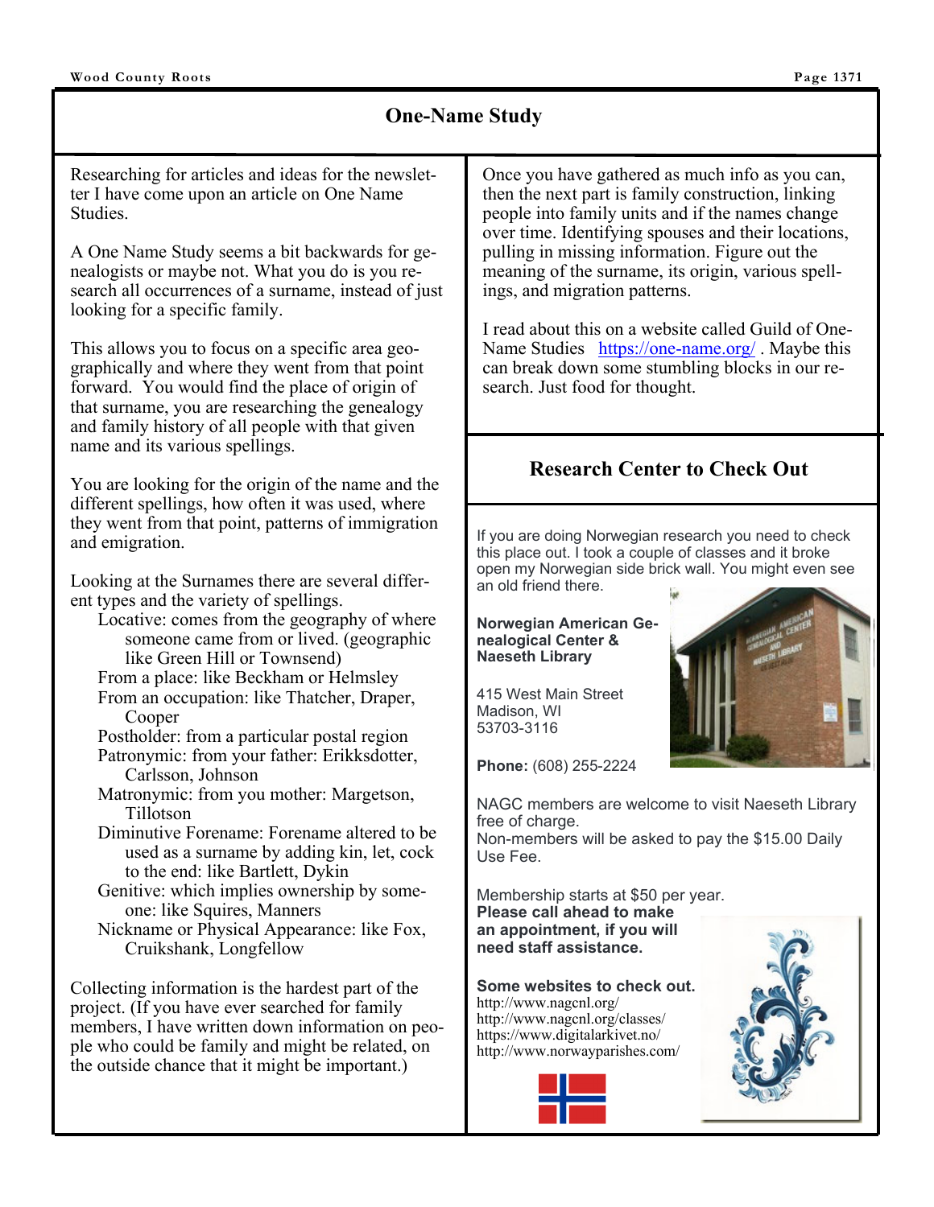## One-Name Study

Researching for articles and ideas for the newsletter I have come upon an article on One Name Studies.

A One Name Study seems a bit backwards for genealogists or maybe not. What you do is you research all occurrences of a surname, instead of just looking for a specific family.

This allows you to focus on a specific area geographically and where they went from that point forward. You would find the place of origin of that surname, you are researching the genealogy and family history of all people with that given name and its various spellings.

You are looking for the origin of the name and the different spellings, how often it was used, where they went from that point, patterns of immigration and emigration.

Looking at the Surnames there are several different types and the variety of spellings.

- Locative: comes from the geography of where someone came from or lived. (geographic like Green Hill or Townsend)
- From a place: like Beckham or Helmsley
- From an occupation: like Thatcher, Draper, Cooper
- Postholder: from a particular postal region
- Patronymic: from your father: Erikksdotter, Carlsson, Johnson
- Matronymic: from you mother: Margetson, Tillotson
- Diminutive Forename: Forename altered to be used as a surname by adding kin, let, cock to the end: like Bartlett, Dykin
- Genitive: which implies ownership by someone: like Squires, Manners
- Nickname or Physical Appearance: like Fox, Cruikshank, Longfellow

Collecting information is the hardest part of the project. (If you have ever searched for family members, I have written down information on people who could be family and might be related, on the outside chance that it might be important.)

Once you have gathered as much info as you can, then the next part is family construction, linking people into family units and if the names change over time. Identifying spouses and their locations, pulling in missing information. Figure out the meaning of the surname, its origin, various spellings, and migration patterns.

I read about this on a website called Guild of One-Name Studies https://one-name.org/ . Maybe this can break down some stumbling blocks in our research. Just food for thought.

## Research Center to Check Out

If you are doing Norwegian research you need to check this place out. I took a couple of classes and it broke open my Norwegian side brick wall. You might even see an old friend there.

**Norwegian American Genealogical Center & Naeseth Library**

415 West Main Street
Madison, WI
53703-3116

**Phone:** (608) 255-2224

NAGC members are welcome to visit Naeseth Library free of charge.
Non-members will be asked to pay the $15.00 Daily Use Fee.

Membership starts at $50 per year.
**Please call ahead to make an appointment, if you will need staff assistance.**

**Some websites to check out.**
http://www.nagcnl.org/
http://www.nagcnl.org/classes/
https://www.digitalarkivet.no/
http://www.norwayparishes.com/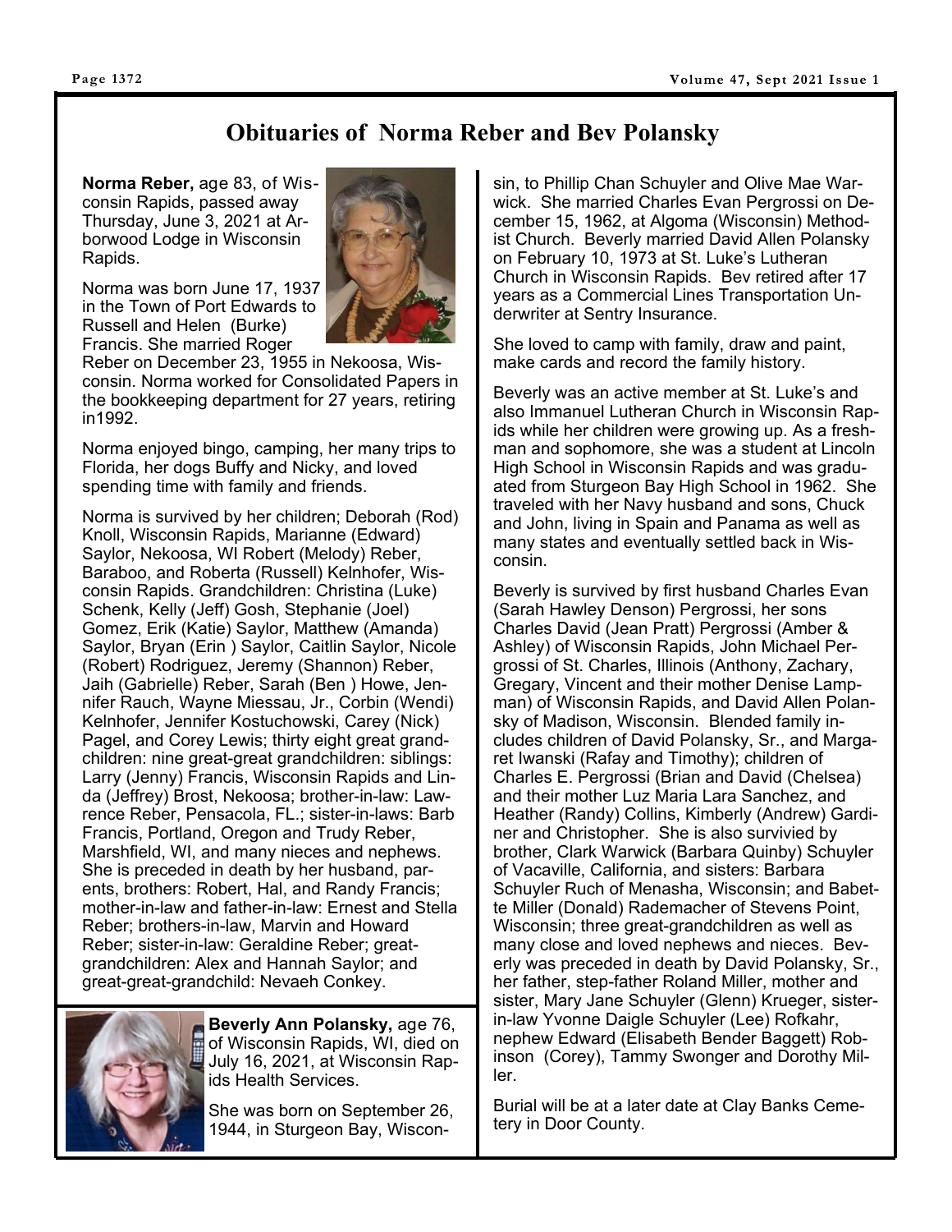# Obituaries of Norma Reber and Bev Polansky

**Norma Reber,** age 83, of Wisconsin Rapids, passed away Thursday, June 3, 2021 at Arborwood Lodge in Wisconsin Rapids.

Norma was born June 17, 1937 in the Town of Port Edwards to Russell and Helen (Burke) Francis. She married Roger Reber on December 23, 1955 in Nekoosa, Wisconsin. Norma worked for Consolidated Papers in the bookkeeping department for 27 years, retiring in1992.

Norma enjoyed bingo, camping, her many trips to Florida, her dogs Buffy and Nicky, and loved spending time with family and friends.

Norma is survived by her children; Deborah (Rod) Knoll, Wisconsin Rapids, Marianne (Edward) Saylor, Nekoosa, WI Robert (Melody) Reber, Baraboo, and Roberta (Russell) Kelnhofer, Wisconsin Rapids. Grandchildren: Christina (Luke) Schenk, Kelly (Jeff) Gosh, Stephanie (Joel) Gomez, Erik (Katie) Saylor, Matthew (Amanda) Saylor, Bryan (Erin ) Saylor, Caitlin Saylor, Nicole (Robert) Rodriguez, Jeremy (Shannon) Reber, Jaih (Gabrielle) Reber, Sarah (Ben ) Howe, Jennifer Rauch, Wayne Miessau, Jr., Corbin (Wendi) Kelnhofer, Jennifer Kostuchowski, Carey (Nick) Pagel, and Corey Lewis; thirty eight great grandchildren: nine great-great grandchildren: siblings: Larry (Jenny) Francis, Wisconsin Rapids and Linda (Jeffrey) Brost, Nekoosa; brother-in-law: Lawrence Reber, Pensacola, FL.; sister-in-laws: Barb Francis, Portland, Oregon and Trudy Reber, Marshfield, WI, and many nieces and nephews. She is preceded in death by her husband, parents, brothers: Robert, Hal, and Randy Francis; mother-in-law and father-in-law: Ernest and Stella Reber; brothers-in-law, Marvin and Howard Reber; sister-in-law: Geraldine Reber; great-grandchildren: Alex and Hannah Saylor; and great-great-grandchild: Nevaeh Conkey.

**Beverly Ann Polansky,** age 76, of Wisconsin Rapids, WI, died on July 16, 2021, at Wisconsin Rapids Health Services.

She was born on September 26, 1944, in Sturgeon Bay, Wisconsin, to Phillip Chan Schuyler and Olive Mae Warwick. She married Charles Evan Pergrossi on December 15, 1962, at Algoma (Wisconsin) Methodist Church. Beverly married David Allen Polansky on February 10, 1973 at St. Luke's Lutheran Church in Wisconsin Rapids. Bev retired after 17 years as a Commercial Lines Transportation Underwriter at Sentry Insurance.

She loved to camp with family, draw and paint, make cards and record the family history.

Beverly was an active member at St. Luke's and also Immanuel Lutheran Church in Wisconsin Rapids while her children were growing up. As a freshman and sophomore, she was a student at Lincoln High School in Wisconsin Rapids and was graduated from Sturgeon Bay High School in 1962. She traveled with her Navy husband and sons, Chuck and John, living in Spain and Panama as well as many states and eventually settled back in Wisconsin.

Beverly is survived by first husband Charles Evan (Sarah Hawley Denson) Pergrossi, her sons Charles David (Jean Pratt) Pergrossi (Amber & Ashley) of Wisconsin Rapids, John Michael Pergrossi of St. Charles, Illinois (Anthony, Zachary, Gregary, Vincent and their mother Denise Lampman) of Wisconsin Rapids, and David Allen Polansky of Madison, Wisconsin. Blended family includes children of David Polansky, Sr., and Margaret Iwanski (Rafay and Timothy); children of Charles E. Pergrossi (Brian and David (Chelsea) and their mother Luz Maria Lara Sanchez, and Heather (Randy) Collins, Kimberly (Andrew) Gardiner and Christopher. She is also survivied by brother, Clark Warwick (Barbara Quinby) Schuyler of Vacaville, California, and sisters: Barbara Schuyler Ruch of Menasha, Wisconsin; and Babette Miller (Donald) Rademacher of Stevens Point, Wisconsin; three great-grandchildren as well as many close and loved nephews and nieces. Beverly was preceded in death by David Polansky, Sr., her father, step-father Roland Miller, mother and sister, Mary Jane Schuyler (Glenn) Krueger, sister-in-law Yvonne Daigle Schuyler (Lee) Rofkahr, nephew Edward (Elisabeth Bender Baggett) Robinson (Corey), Tammy Swonger and Dorothy Miller.

Burial will be at a later date at Clay Banks Cemetery in Door County.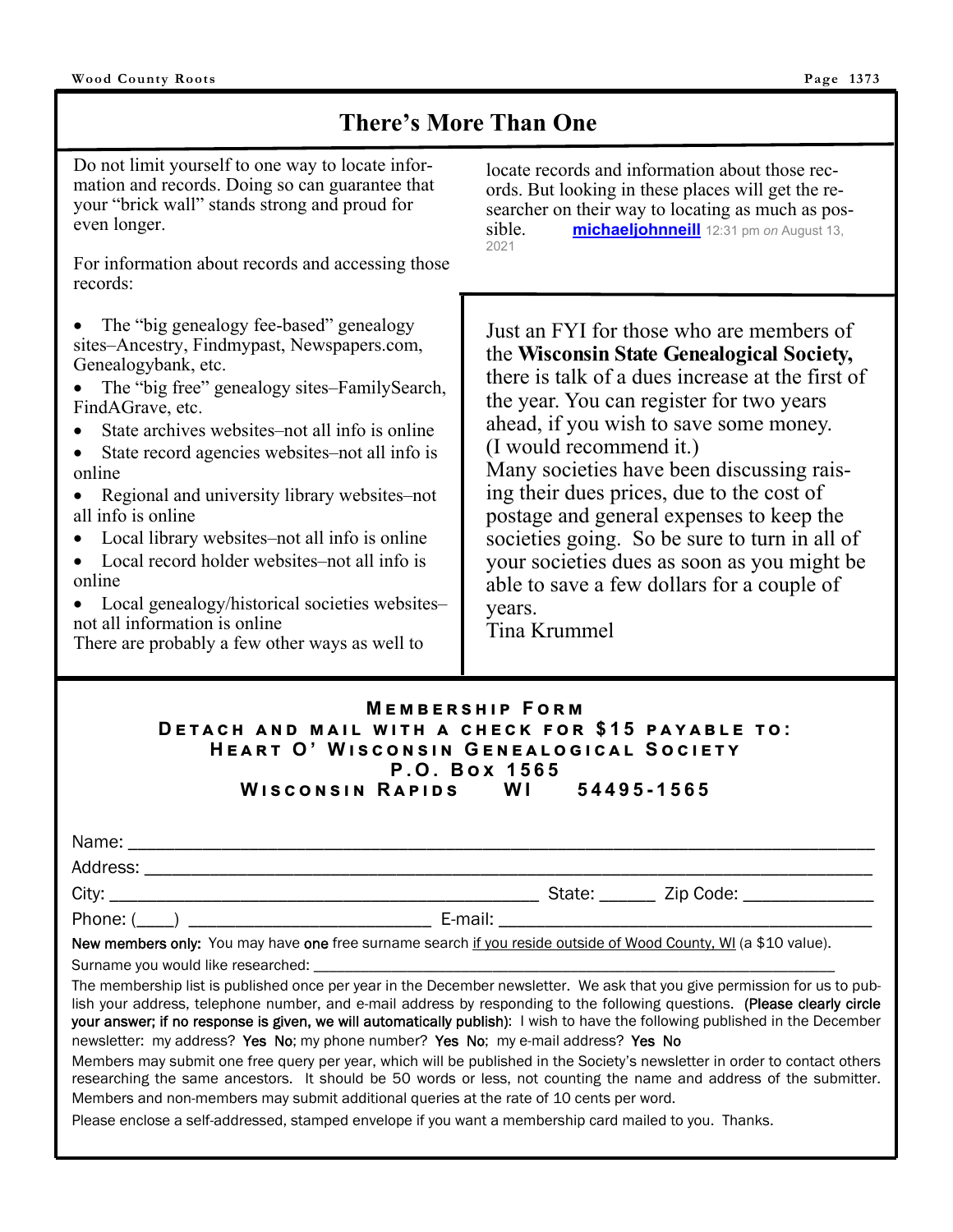## There's More Than One

Do not limit yourself to one way to locate information and records. Doing so can guarantee that your "brick wall" stands strong and proud for even longer.

For information about records and accessing those records:

- The "big genealogy fee-based" genealogy sites–Ancestry, Findmypast, Newspapers.com, Genealogybank, etc.
- The "big free" genealogy sites–FamilySearch, FindAGrave, etc.
- State archives websites–not all info is online
- State record agencies websites–not all info is online
- Regional and university library websites–not all info is online
- Local library websites–not all info is online
- Local record holder websites–not all info is online
- Local genealogy/historical societies websites–not all information is online

There are probably a few other ways as well to locate records and information about those records. But looking in these places will get the researcher on their way to locating as much as possible. **michaeljohnneill** 12:31 pm *on* August 13, 2021

---

Just an FYI for those who are members of the **Wisconsin State Genealogical Society,** there is talk of a dues increase at the first of the year. You can register for two years ahead, if you wish to save some money. (I would recommend it.)
Many societies have been discussing raising their dues prices, due to the cost of postage and general expenses to keep the societies going. So be sure to turn in all of your societies dues as soon as you might be able to save a few dollars for a couple of years.
Tina Krummel

---

**Membership Form**
**Detach and mail with a check for $15 payable to:**
**Heart O' Wisconsin Genealogical Society**
**P.O. Box 1565**
**Wisconsin Rapids WI 54495-1565**

Name: ______________________________________________

Address: ____________________________________________

City: ______________________________ State: ______ Zip Code: ______________

Phone: (____) ________________________ E-mail: ______________________________

New members only: You may have one free surname search if you reside outside of Wood County, WI (a $10 value).

Surname you would like researched: ______________________________________________

The membership list is published once per year in the December newsletter. We ask that you give permission for us to publish your address, telephone number, and e-mail address by responding to the following questions. (Please clearly circle your answer; if no response is given, we will automatically publish): I wish to have the following published in the December newsletter: my address? Yes No; my phone number? Yes No; my e-mail address? Yes No

Members may submit one free query per year, which will be published in the Society's newsletter in order to contact others researching the same ancestors. It should be 50 words or less, not counting the name and address of the submitter. Members and non-members may submit additional queries at the rate of 10 cents per word.

Please enclose a self-addressed, stamped envelope if you want a membership card mailed to you. Thanks.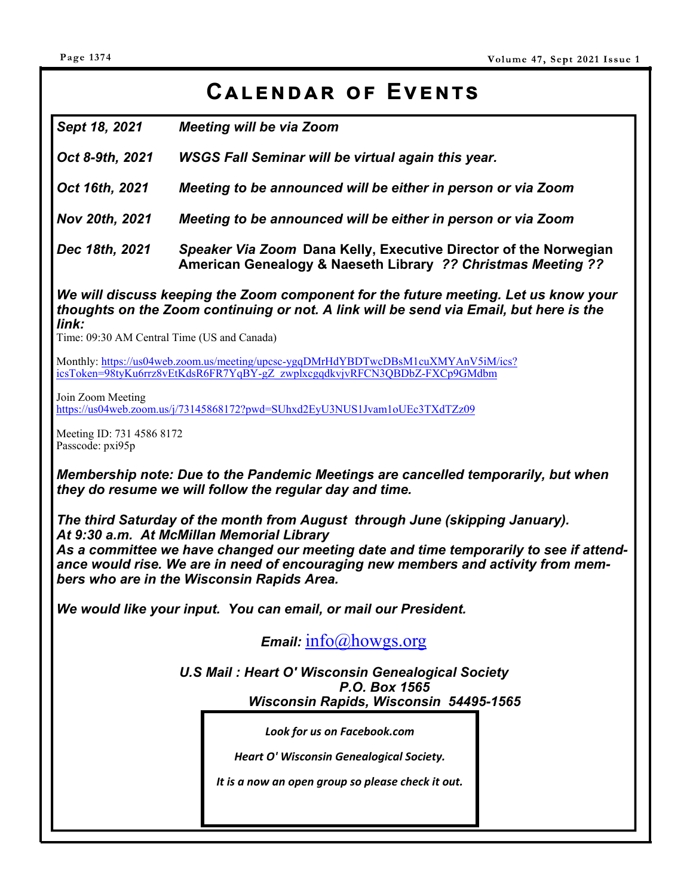# Calendar of Events

| | |
|---|---|
| ***Sept 18, 2021*** | ***Meeting will be via Zoom*** |
| ***Oct 8-9th, 2021*** | ***WSGS Fall Seminar will be virtual again this year.*** |
| ***Oct 16th, 2021*** | ***Meeting to be announced will be either in person or via Zoom*** |
| ***Nov 20th, 2021*** | ***Meeting to be announced will be either in person or via Zoom*** |
| ***Dec 18th, 2021*** | ***Speaker Via Zoom*** **Dana Kelly, Executive Director of the Norwegian American Genealogy & Naeseth Library** ***?? Christmas Meeting ??*** |

***We will discuss keeping the Zoom component for the future meeting. Let us know your thoughts on the Zoom continuing or not. A link will be send via Email, but here is the link:***

Time: 09:30 AM Central Time (US and Canada)

Monthly: https://us04web.zoom.us/meeting/upcsc-ygqDMrHdYBDTwcDBsM1cuXMYAnV5iM/ics?icsToken=98tyKu6rrz8vEtKdsR6FR7YqBY-gZ_zwplxcgqdkvjvRFCN3QBDbZ-FXCp9GMdbm

Join Zoom Meeting
https://us04web.zoom.us/j/73145868172?pwd=SUhxd2EyU3NUS1Jvam1oUEc3TXdTZz09

Meeting ID: 731 4586 8172
Passcode: pxi95p

***Membership note: Due to the Pandemic Meetings are cancelled temporarily, but when they do resume we will follow the regular day and time.***

***The third Saturday of the month from August through June (skipping January).***
***At 9:30 a.m. At McMillan Memorial Library***
***As a committee we have changed our meeting date and time temporarily to see if attendance would rise. We are in need of encouraging new members and activity from members who are in the Wisconsin Rapids Area.***

***We would like your input. You can email, or mail our President.***

***Email:*** info@howgs.org

***U.S Mail : Heart O' Wisconsin Genealogical Society***
***P.O. Box 1565***
***Wisconsin Rapids, Wisconsin 54495-1565***

*Look for us on Facebook.com*

*Heart O' Wisconsin Genealogical Society.*

*It is a now an open group so please check it out.*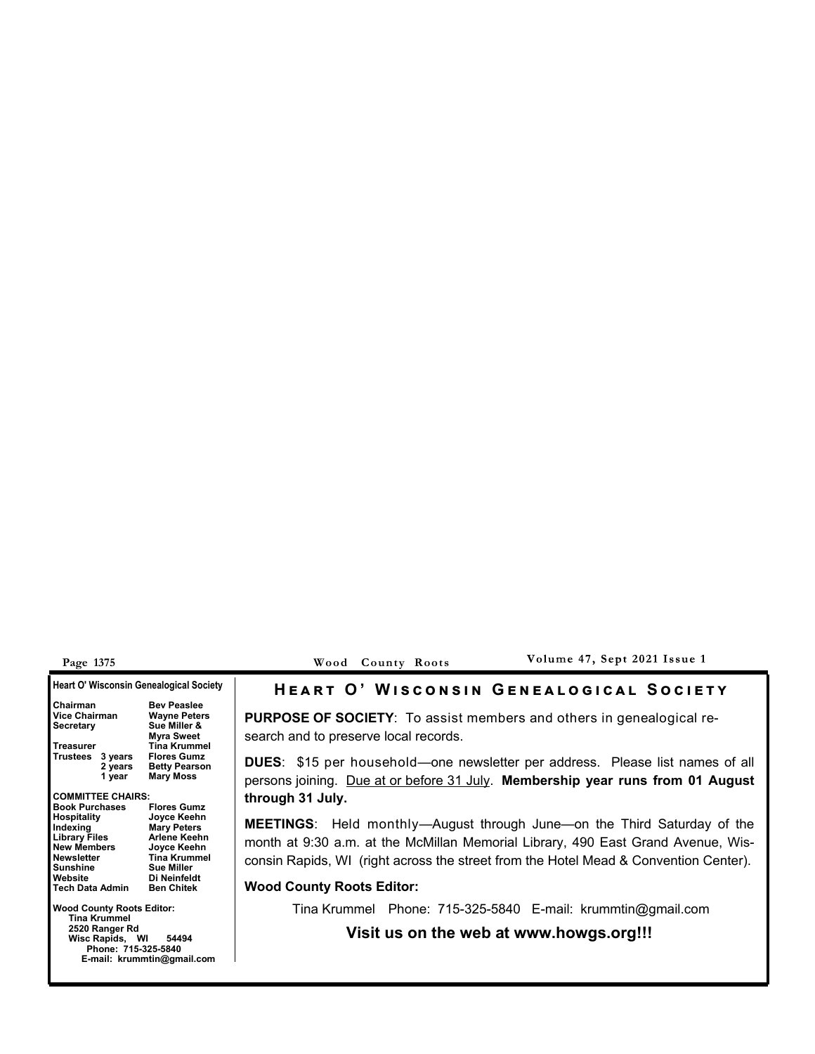**Heart O' Wisconsin Genealogical Society**

| | |
|---|---|
| **Chairman** | **Bev Peaslee** |
| **Vice Chairman** | **Wayne Peters** |
| **Secretary** | **Sue Miller & Myra Sweet** |
| **Treasurer** | **Tina Krummel** |
| **Trustees 3 years** | **Flores Gumz** |
| **2 years** | **Betty Pearson** |
| **1 year** | **Mary Moss** |

**COMMITTEE CHAIRS:**

| | |
|---|---|
| **Book Purchases** | **Flores Gumz** |
| **Hospitality** | **Joyce Keehn** |
| **Indexing** | **Mary Peters** |
| **Library Files** | **Arlene Keehn** |
| **New Members** | **Joyce Keehn** |
| **Newsletter** | **Tina Krummel** |
| **Sunshine** | **Sue Miller** |
| **Website** | **Di Neinfeldt** |
| **Tech Data Admin** | **Ben Chitek** |

**Wood County Roots Editor:**
**Tina Krummel**
**2520 Ranger Rd**
**Wisc Rapids, WI 54494**
**Phone: 715-325-5840**
**E-mail: krummtin@gmail.com**

## Heart O' Wisconsin Genealogical Society

**PURPOSE OF SOCIETY**: To assist members and others in genealogical research and to preserve local records.

**DUES**: $15 per household—one newsletter per address. Please list names of all persons joining. Due at or before 31 July. **Membership year runs from 01 August through 31 July.**

**MEETINGS**: Held monthly—August through June—on the Third Saturday of the month at 9:30 a.m. at the McMillan Memorial Library, 490 East Grand Avenue, Wisconsin Rapids, WI (right across the street from the Hotel Mead & Convention Center).

**Wood County Roots Editor:**

Tina Krummel Phone: 715-325-5840 E-mail: krummtin@gmail.com

**Visit us on the web at www.howgs.org!!!**